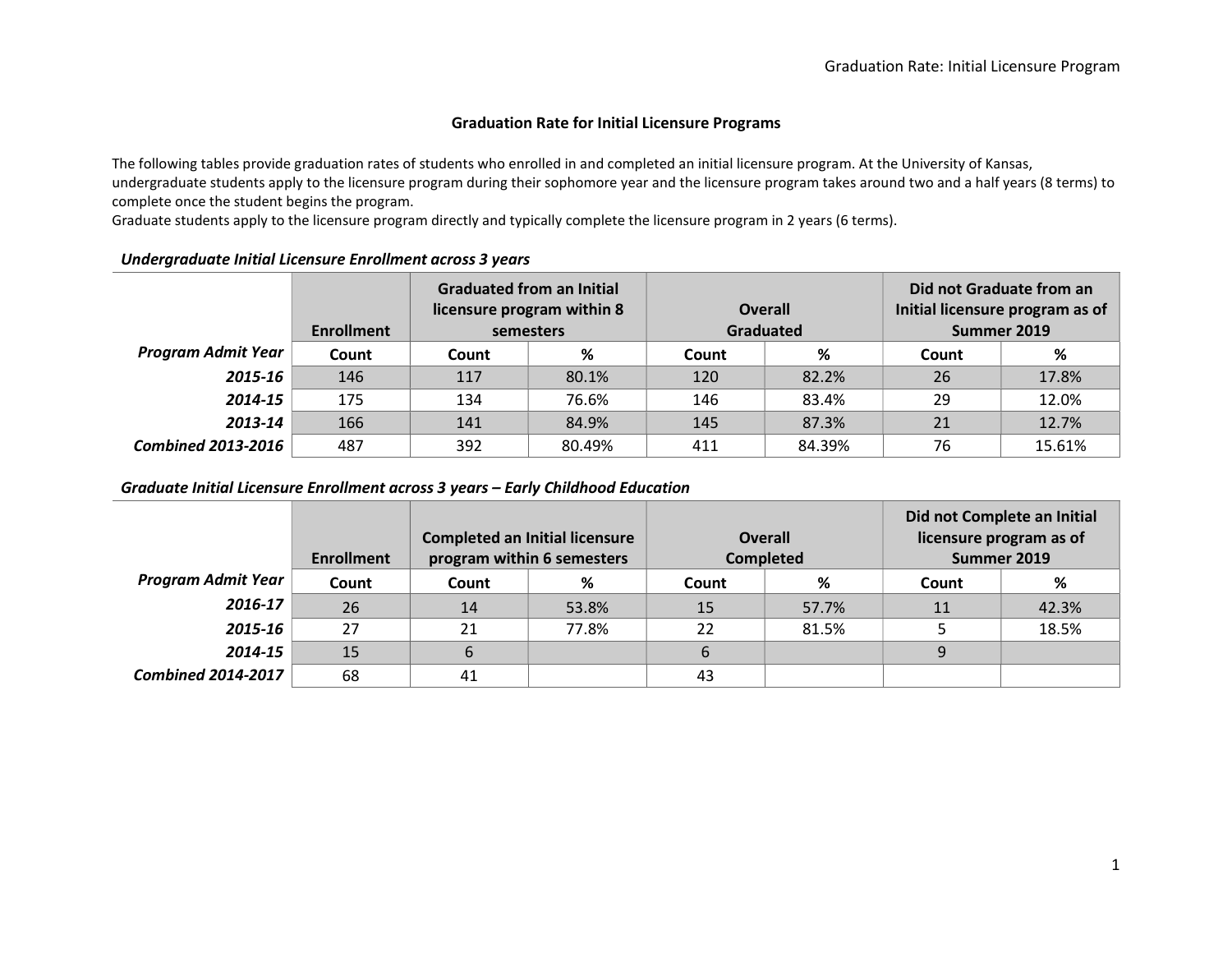## Graduation Rate for Initial Licensure Programs

The following tables provide graduation rates of students who enrolled in and completed an initial licensure program. At the University of Kansas, undergraduate students apply to the licensure program during their sophomore year and the licensure program takes around two and a half years (8 terms) to complete once the student begins the program.
Graduate students apply to the licensure program directly and typically complete the licensure program in 2 years (6 terms).

***Undergraduate Initial Licensure Enrollment across 3 years***

| | Enrollment | Graduated from an Initial licensure program within 8 semesters | | Overall Graduated | | Did not Graduate from an Initial licensure program as of Summer 2019 | |
|---|---|---|---|---|---|---|---|
| **Program Admit Year** | **Count** | **Count** | **%** | **Count** | **%** | **Count** | **%** |
| ***2015-16*** | 146 | 117 | 80.1% | 120 | 82.2% | 26 | 17.8% |
| ***2014-15*** | 175 | 134 | 76.6% | 146 | 83.4% | 29 | 12.0% |
| ***2013-14*** | 166 | 141 | 84.9% | 145 | 87.3% | 21 | 12.7% |
| ***Combined 2013-2016*** | 487 | 392 | 80.49% | 411 | 84.39% | 76 | 15.61% |

***Graduate Initial Licensure Enrollment across 3 years – Early Childhood Education***

| | Enrollment | Completed an Initial licensure program within 6 semesters | | Overall Completed | | Did not Complete an Initial licensure program as of Summer 2019 | |
|---|---|---|---|---|---|---|---|
| **Program Admit Year** | **Count** | **Count** | **%** | **Count** | **%** | **Count** | **%** |
| ***2016-17*** | 26 | 14 | 53.8% | 15 | 57.7% | 11 | 42.3% |
| ***2015-16*** | 27 | 21 | 77.8% | 22 | 81.5% | 5 | 18.5% |
| ***2014-15*** | 15 | 6 | | 6 | | 9 | |
| ***Combined 2014-2017*** | 68 | 41 | | 43 | | | |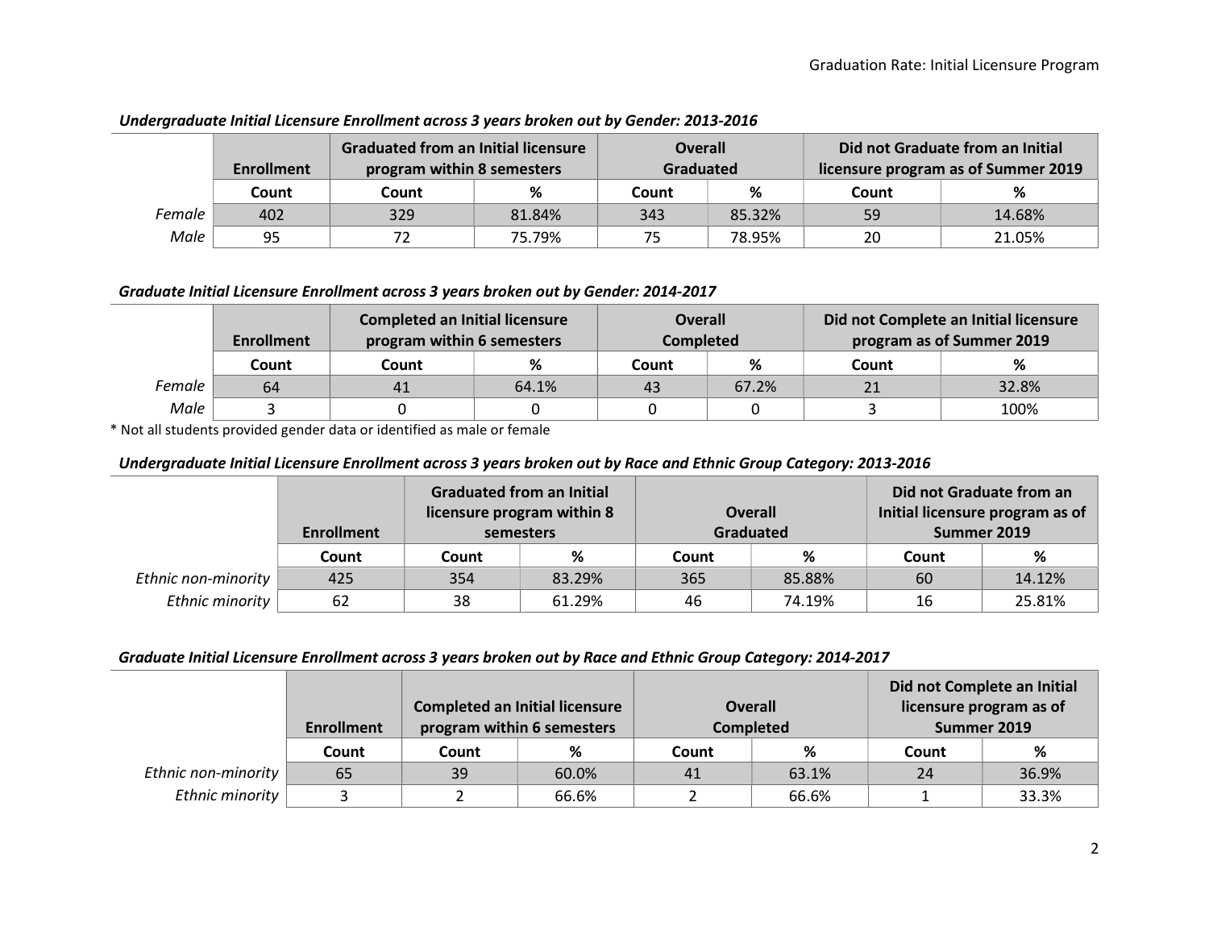***Undergraduate Initial Licensure Enrollment across 3 years broken out by Gender: 2013-2016***

| | Enrollment | Graduated from an Initial licensure program within 8 semesters | | Overall Graduated | | Did not Graduate from an Initial licensure program as of Summer 2019 | |
|---|---|---|---|---|---|---|---|
| | Count | Count | % | Count | % | Count | % |
| *Female* | 402 | 329 | 81.84% | 343 | 85.32% | 59 | 14.68% |
| *Male* | 95 | 72 | 75.79% | 75 | 78.95% | 20 | 21.05% |

***Graduate Initial Licensure Enrollment across 3 years broken out by Gender: 2014-2017***

| | Enrollment | Completed an Initial licensure program within 6 semesters | | Overall Completed | | Did not Complete an Initial licensure program as of Summer 2019 | |
|---|---|---|---|---|---|---|---|
| | Count | Count | % | Count | % | Count | % |
| *Female* | 64 | 41 | 64.1% | 43 | 67.2% | 21 | 32.8% |
| *Male* | 3 | 0 | 0 | 0 | 0 | 3 | 100% |

* Not all students provided gender data or identified as male or female

***Undergraduate Initial Licensure Enrollment across 3 years broken out by Race and Ethnic Group Category: 2013-2016***

| | Enrollment | Graduated from an Initial licensure program within 8 semesters | | Overall Graduated | | Did not Graduate from an Initial licensure program as of Summer 2019 | |
|---|---|---|---|---|---|---|---|
| | Count | Count | % | Count | % | Count | % |
| *Ethnic non-minority* | 425 | 354 | 83.29% | 365 | 85.88% | 60 | 14.12% |
| *Ethnic minority* | 62 | 38 | 61.29% | 46 | 74.19% | 16 | 25.81% |

***Graduate Initial Licensure Enrollment across 3 years broken out by Race and Ethnic Group Category: 2014-2017***

| | Enrollment | Completed an Initial licensure program within 6 semesters | | Overall Completed | | Did not Complete an Initial licensure program as of Summer 2019 | |
|---|---|---|---|---|---|---|---|
| | Count | Count | % | Count | % | Count | % |
| *Ethnic non-minority* | 65 | 39 | 60.0% | 41 | 63.1% | 24 | 36.9% |
| *Ethnic minority* | 3 | 2 | 66.6% | 2 | 66.6% | 1 | 33.3% |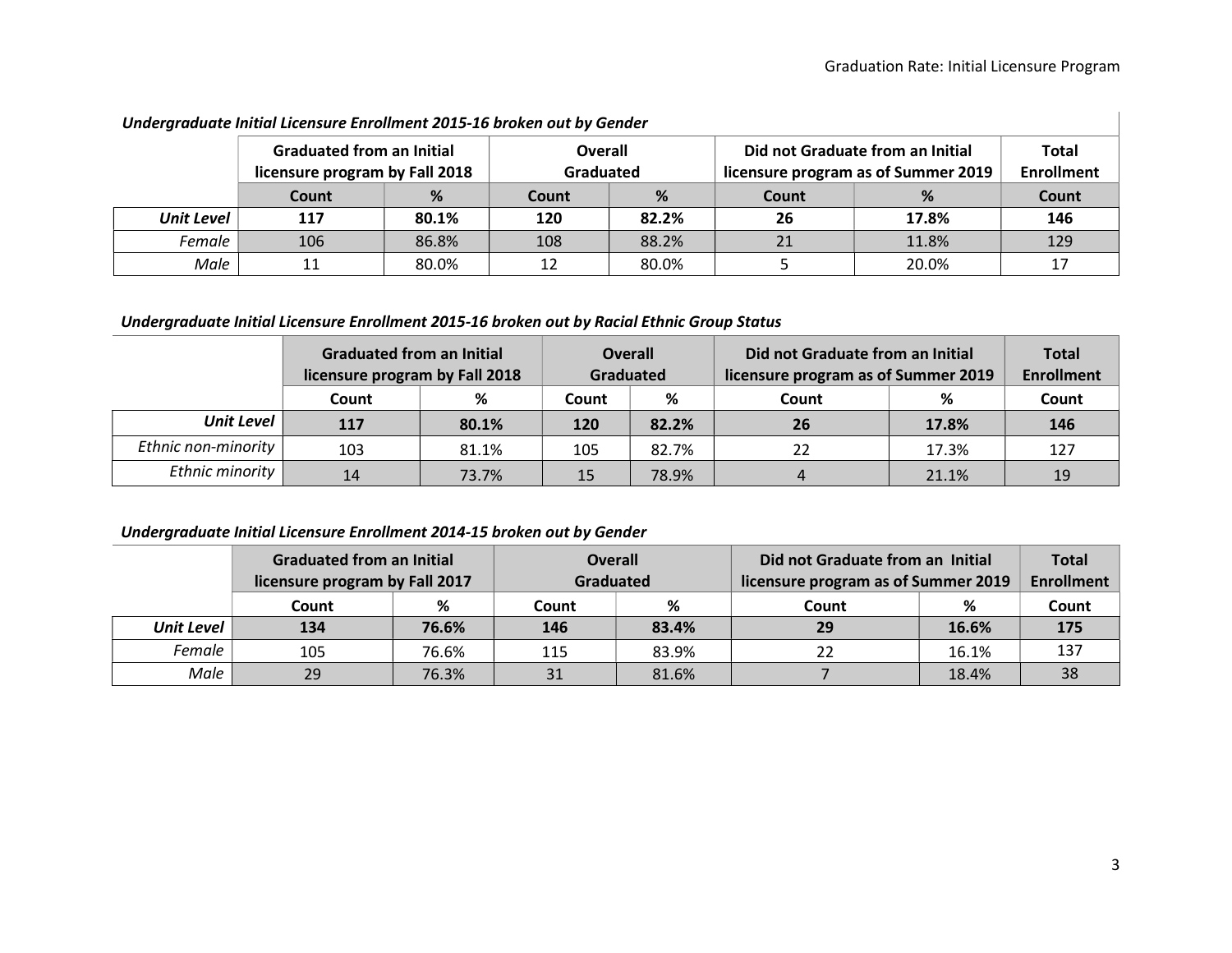***Undergraduate Initial Licensure Enrollment 2015-16 broken out by Gender***

| | Graduated from an Initial licensure program by Fall 2018 | | Overall Graduated | | Did not Graduate from an Initial licensure program as of Summer 2019 | | Total Enrollment |
|---|---|---|---|---|---|---|---|
| | Count | % | Count | % | Count | % | Count |
| ***Unit Level*** | **117** | **80.1%** | **120** | **82.2%** | **26** | **17.8%** | **146** |
| *Female* | 106 | 86.8% | 108 | 88.2% | 21 | 11.8% | 129 |
| *Male* | 11 | 80.0% | 12 | 80.0% | 5 | 20.0% | 17 |

***Undergraduate Initial Licensure Enrollment 2015-16 broken out by Racial Ethnic Group Status***

| | Graduated from an Initial licensure program by Fall 2018 | | Overall Graduated | | Did not Graduate from an Initial licensure program as of Summer 2019 | | Total Enrollment |
|---|---|---|---|---|---|---|---|
| | Count | % | Count | % | Count | % | Count |
| ***Unit Level*** | **117** | **80.1%** | **120** | **82.2%** | **26** | **17.8%** | **146** |
| *Ethnic non-minority* | 103 | 81.1% | 105 | 82.7% | 22 | 17.3% | 127 |
| *Ethnic minority* | 14 | 73.7% | 15 | 78.9% | 4 | 21.1% | 19 |

***Undergraduate Initial Licensure Enrollment 2014-15 broken out by Gender***

| | Graduated from an Initial licensure program by Fall 2017 | | Overall Graduated | | Did not Graduate from an Initial licensure program as of Summer 2019 | | Total Enrollment |
|---|---|---|---|---|---|---|---|
| | Count | % | Count | % | Count | % | Count |
| ***Unit Level*** | **134** | **76.6%** | **146** | **83.4%** | **29** | **16.6%** | **175** |
| *Female* | 105 | 76.6% | 115 | 83.9% | 22 | 16.1% | 137 |
| *Male* | 29 | 76.3% | 31 | 81.6% | 7 | 18.4% | 38 |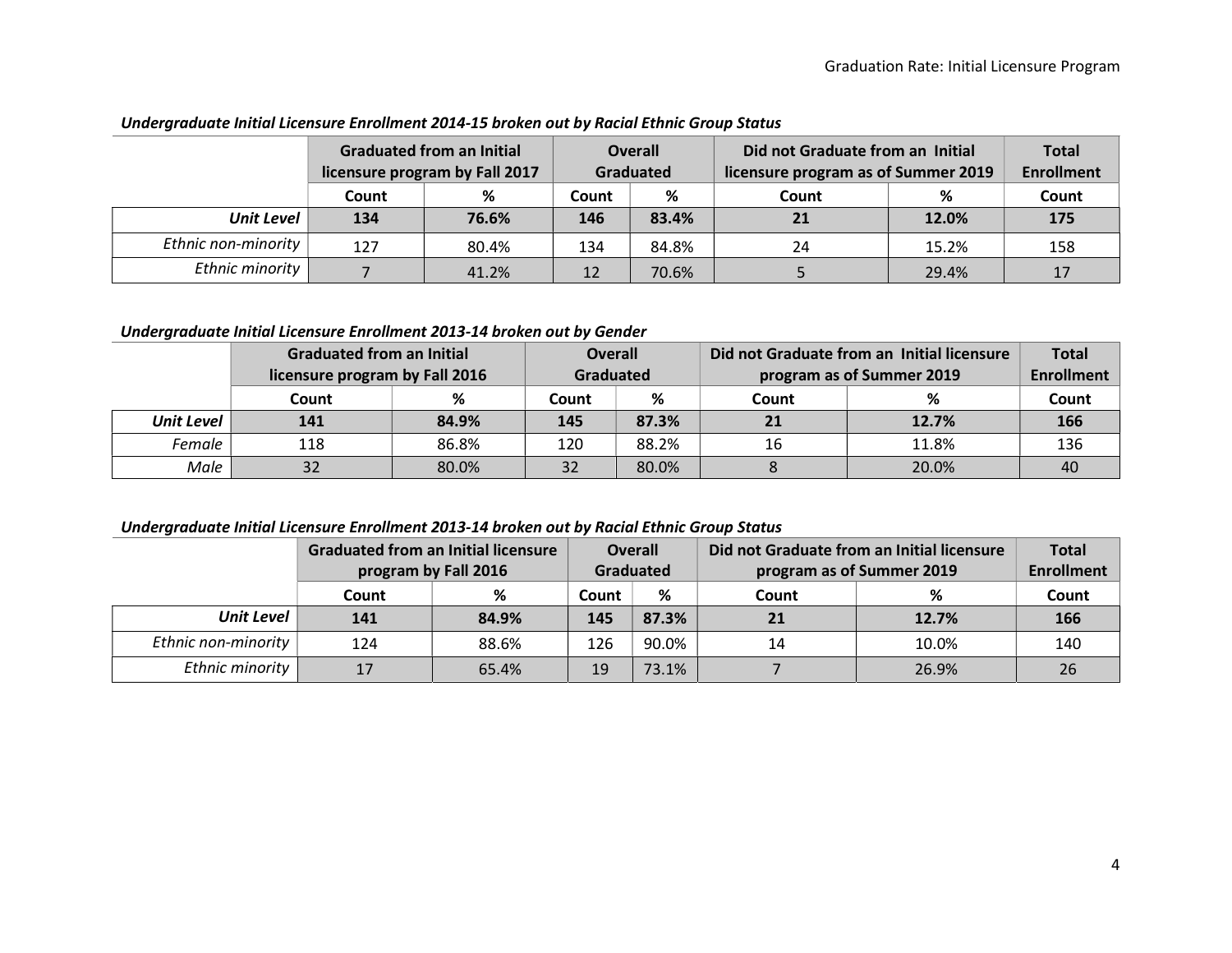***Undergraduate Initial Licensure Enrollment 2014-15 broken out by Racial Ethnic Group Status***

| | Graduated from an Initial licensure program by Fall 2017 | | Overall Graduated | | Did not Graduate from an Initial licensure program as of Summer 2019 | | Total Enrollment |
|---|---|---|---|---|---|---|---|
| | Count | % | Count | % | Count | % | Count |
| ***Unit Level*** | **134** | **76.6%** | **146** | **83.4%** | **21** | **12.0%** | **175** |
| *Ethnic non-minority* | 127 | 80.4% | 134 | 84.8% | 24 | 15.2% | 158 |
| *Ethnic minority* | 7 | 41.2% | 12 | 70.6% | 5 | 29.4% | 17 |

***Undergraduate Initial Licensure Enrollment 2013-14 broken out by Gender***

| | Graduated from an Initial licensure program by Fall 2016 | | Overall Graduated | | Did not Graduate from an Initial licensure program as of Summer 2019 | | Total Enrollment |
|---|---|---|---|---|---|---|---|
| | Count | % | Count | % | Count | % | Count |
| ***Unit Level*** | **141** | **84.9%** | **145** | **87.3%** | **21** | **12.7%** | **166** |
| *Female* | 118 | 86.8% | 120 | 88.2% | 16 | 11.8% | 136 |
| *Male* | 32 | 80.0% | 32 | 80.0% | 8 | 20.0% | 40 |

***Undergraduate Initial Licensure Enrollment 2013-14 broken out by Racial Ethnic Group Status***

| | Graduated from an Initial licensure program by Fall 2016 | | Overall Graduated | | Did not Graduate from an Initial licensure program as of Summer 2019 | | Total Enrollment |
|---|---|---|---|---|---|---|---|
| | Count | % | Count | % | Count | % | Count |
| ***Unit Level*** | **141** | **84.9%** | **145** | **87.3%** | **21** | **12.7%** | **166** |
| *Ethnic non-minority* | 124 | 88.6% | 126 | 90.0% | 14 | 10.0% | 140 |
| *Ethnic minority* | 17 | 65.4% | 19 | 73.1% | 7 | 26.9% | 26 |